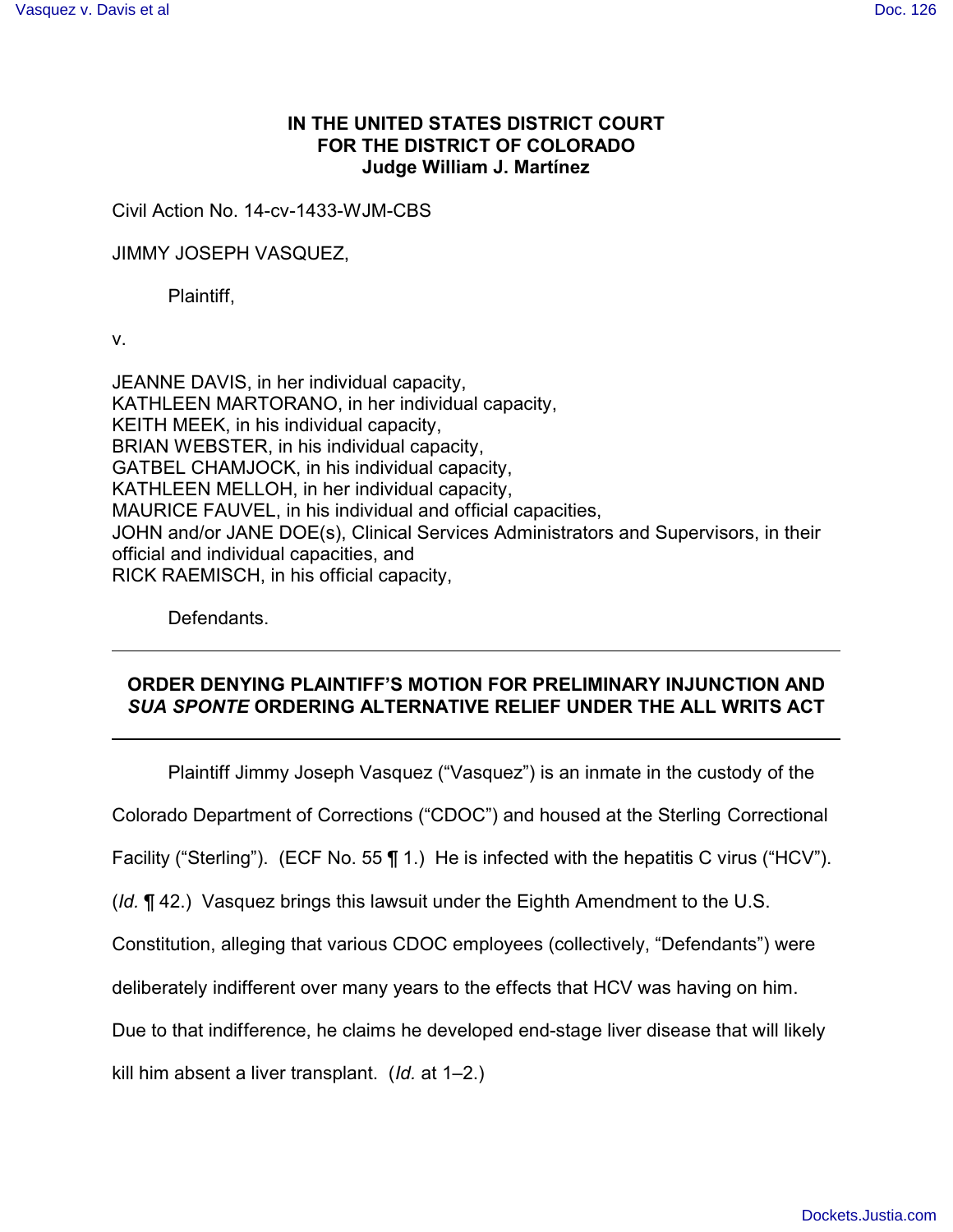**IN THE UNITED STATES DISTRICT COURT**
**FOR THE DISTRICT OF COLORADO**
**Judge William J. Martínez**

Civil Action No. 14-cv-1433-WJM-CBS

JIMMY JOSEPH VASQUEZ,

Plaintiff,

v.

JEANNE DAVIS, in her individual capacity,
KATHLEEN MARTORANO, in her individual capacity,
KEITH MEEK, in his individual capacity,
BRIAN WEBSTER, in his individual capacity,
GATBEL CHAMJOCK, in his individual capacity,
KATHLEEN MELLOH, in her individual capacity,
MAURICE FAUVEL, in his individual and official capacities,
JOHN and/or JANE DOE(s), Clinical Services Administrators and Supervisors, in their official and individual capacities, and
RICK RAEMISCH, in his official capacity,

Defendants.

---

**ORDER DENYING PLAINTIFF'S MOTION FOR PRELIMINARY INJUNCTION AND *SUA SPONTE* ORDERING ALTERNATIVE RELIEF UNDER THE ALL WRITS ACT**

---

Plaintiff Jimmy Joseph Vasquez ("Vasquez") is an inmate in the custody of the Colorado Department of Corrections ("CDOC") and housed at the Sterling Correctional Facility ("Sterling"). (ECF No. 55 ¶ 1.) He is infected with the hepatitis C virus ("HCV"). (*Id.* ¶ 42.) Vasquez brings this lawsuit under the Eighth Amendment to the U.S. Constitution, alleging that various CDOC employees (collectively, "Defendants") were deliberately indifferent over many years to the effects that HCV was having on him. Due to that indifference, he claims he developed end-stage liver disease that will likely kill him absent a liver transplant. (*Id.* at 1–2.)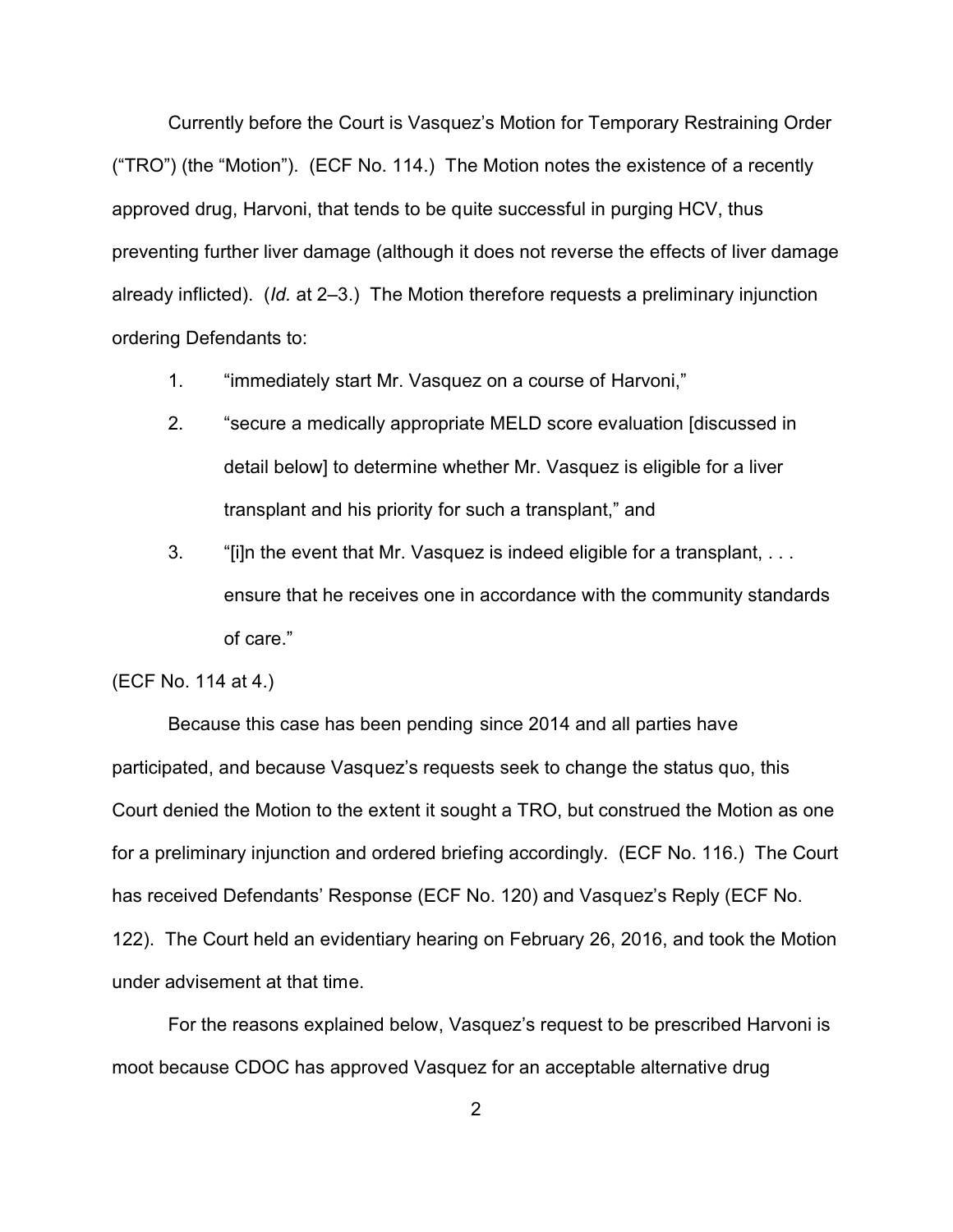Currently before the Court is Vasquez's Motion for Temporary Restraining Order ("TRO") (the "Motion"). (ECF No. 114.) The Motion notes the existence of a recently approved drug, Harvoni, that tends to be quite successful in purging HCV, thus preventing further liver damage (although it does not reverse the effects of liver damage already inflicted). (*Id.* at 2–3.) The Motion therefore requests a preliminary injunction ordering Defendants to:

1. "immediately start Mr. Vasquez on a course of Harvoni,"
2. "secure a medically appropriate MELD score evaluation [discussed in detail below] to determine whether Mr. Vasquez is eligible for a liver transplant and his priority for such a transplant," and
3. "[i]n the event that Mr. Vasquez is indeed eligible for a transplant, . . . ensure that he receives one in accordance with the community standards of care."

(ECF No. 114 at 4.)

Because this case has been pending since 2014 and all parties have participated, and because Vasquez's requests seek to change the status quo, this Court denied the Motion to the extent it sought a TRO, but construed the Motion as one for a preliminary injunction and ordered briefing accordingly. (ECF No. 116.) The Court has received Defendants' Response (ECF No. 120) and Vasquez's Reply (ECF No. 122). The Court held an evidentiary hearing on February 26, 2016, and took the Motion under advisement at that time.

For the reasons explained below, Vasquez's request to be prescribed Harvoni is moot because CDOC has approved Vasquez for an acceptable alternative drug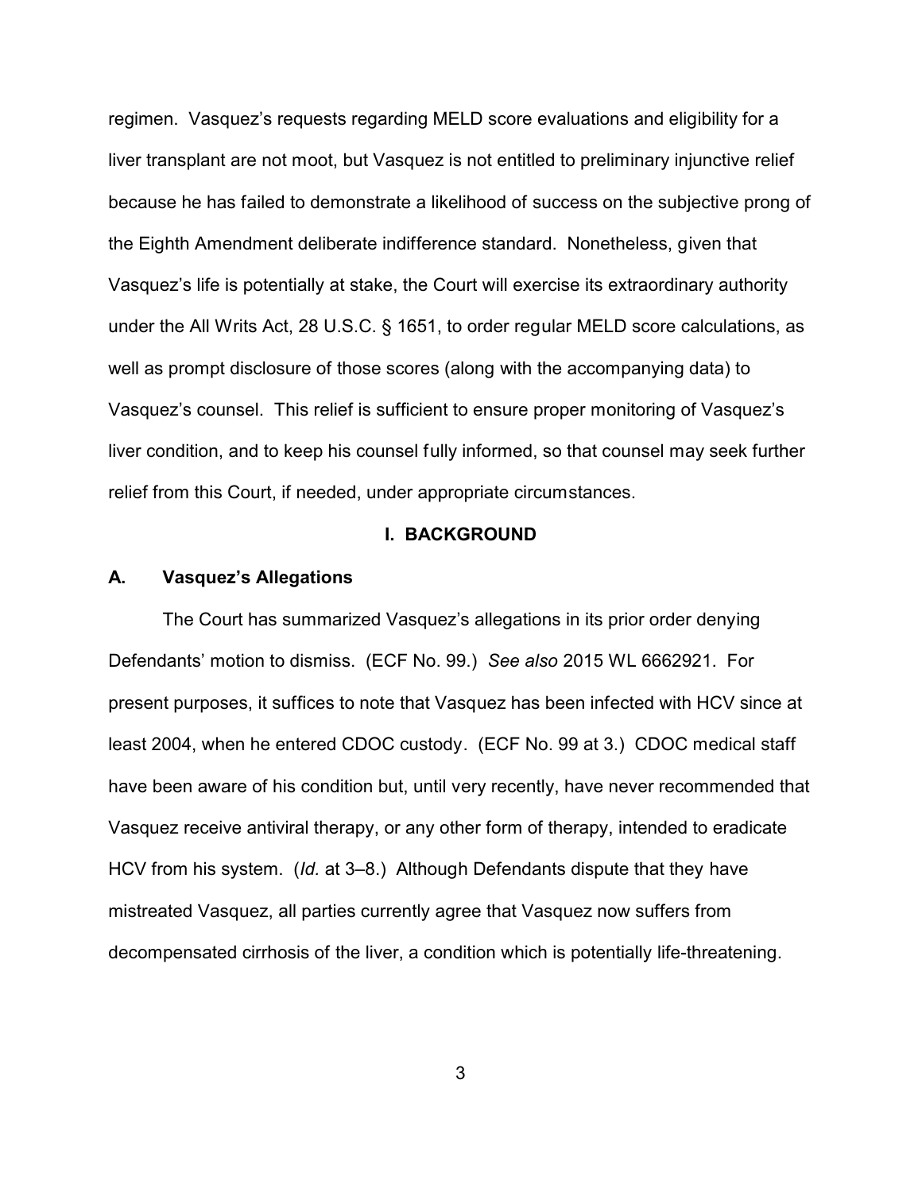regimen. Vasquez's requests regarding MELD score evaluations and eligibility for a liver transplant are not moot, but Vasquez is not entitled to preliminary injunctive relief because he has failed to demonstrate a likelihood of success on the subjective prong of the Eighth Amendment deliberate indifference standard. Nonetheless, given that Vasquez's life is potentially at stake, the Court will exercise its extraordinary authority under the All Writs Act, 28 U.S.C. § 1651, to order regular MELD score calculations, as well as prompt disclosure of those scores (along with the accompanying data) to Vasquez's counsel. This relief is sufficient to ensure proper monitoring of Vasquez's liver condition, and to keep his counsel fully informed, so that counsel may seek further relief from this Court, if needed, under appropriate circumstances.

## I. BACKGROUND

### A. Vasquez's Allegations

The Court has summarized Vasquez's allegations in its prior order denying Defendants' motion to dismiss. (ECF No. 99.) *See also* 2015 WL 6662921. For present purposes, it suffices to note that Vasquez has been infected with HCV since at least 2004, when he entered CDOC custody. (ECF No. 99 at 3.) CDOC medical staff have been aware of his condition but, until very recently, have never recommended that Vasquez receive antiviral therapy, or any other form of therapy, intended to eradicate HCV from his system. (*Id.* at 3–8.) Although Defendants dispute that they have mistreated Vasquez, all parties currently agree that Vasquez now suffers from decompensated cirrhosis of the liver, a condition which is potentially life-threatening.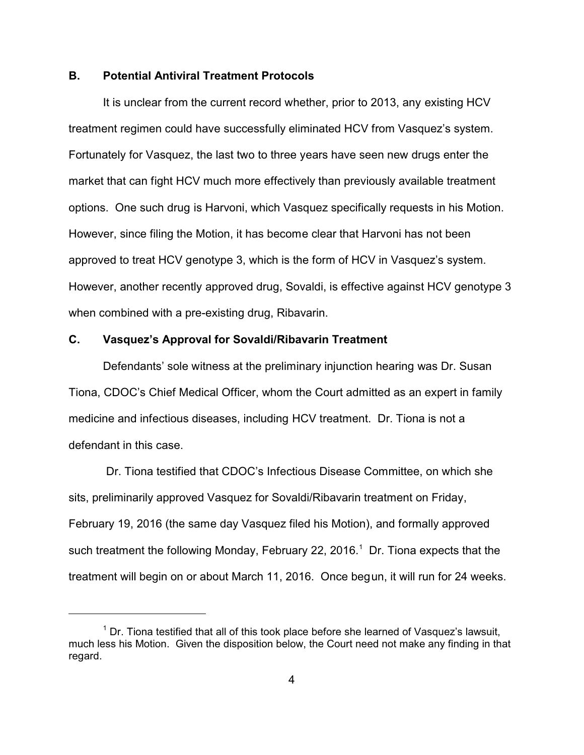### B. Potential Antiviral Treatment Protocols

It is unclear from the current record whether, prior to 2013, any existing HCV treatment regimen could have successfully eliminated HCV from Vasquez's system. Fortunately for Vasquez, the last two to three years have seen new drugs enter the market that can fight HCV much more effectively than previously available treatment options. One such drug is Harvoni, which Vasquez specifically requests in his Motion. However, since filing the Motion, it has become clear that Harvoni has not been approved to treat HCV genotype 3, which is the form of HCV in Vasquez's system. However, another recently approved drug, Sovaldi, is effective against HCV genotype 3 when combined with a pre-existing drug, Ribavarin.

### C. Vasquez's Approval for Sovaldi/Ribavarin Treatment

Defendants' sole witness at the preliminary injunction hearing was Dr. Susan Tiona, CDOC's Chief Medical Officer, whom the Court admitted as an expert in family medicine and infectious diseases, including HCV treatment. Dr. Tiona is not a defendant in this case.

Dr. Tiona testified that CDOC's Infectious Disease Committee, on which she sits, preliminarily approved Vasquez for Sovaldi/Ribavarin treatment on Friday, February 19, 2016 (the same day Vasquez filed his Motion), and formally approved such treatment the following Monday, February 22, 2016.[1] Dr. Tiona expects that the treatment will begin on or about March 11, 2016. Once begun, it will run for 24 weeks.

[1] Dr. Tiona testified that all of this took place before she learned of Vasquez's lawsuit, much less his Motion. Given the disposition below, the Court need not make any finding in that regard.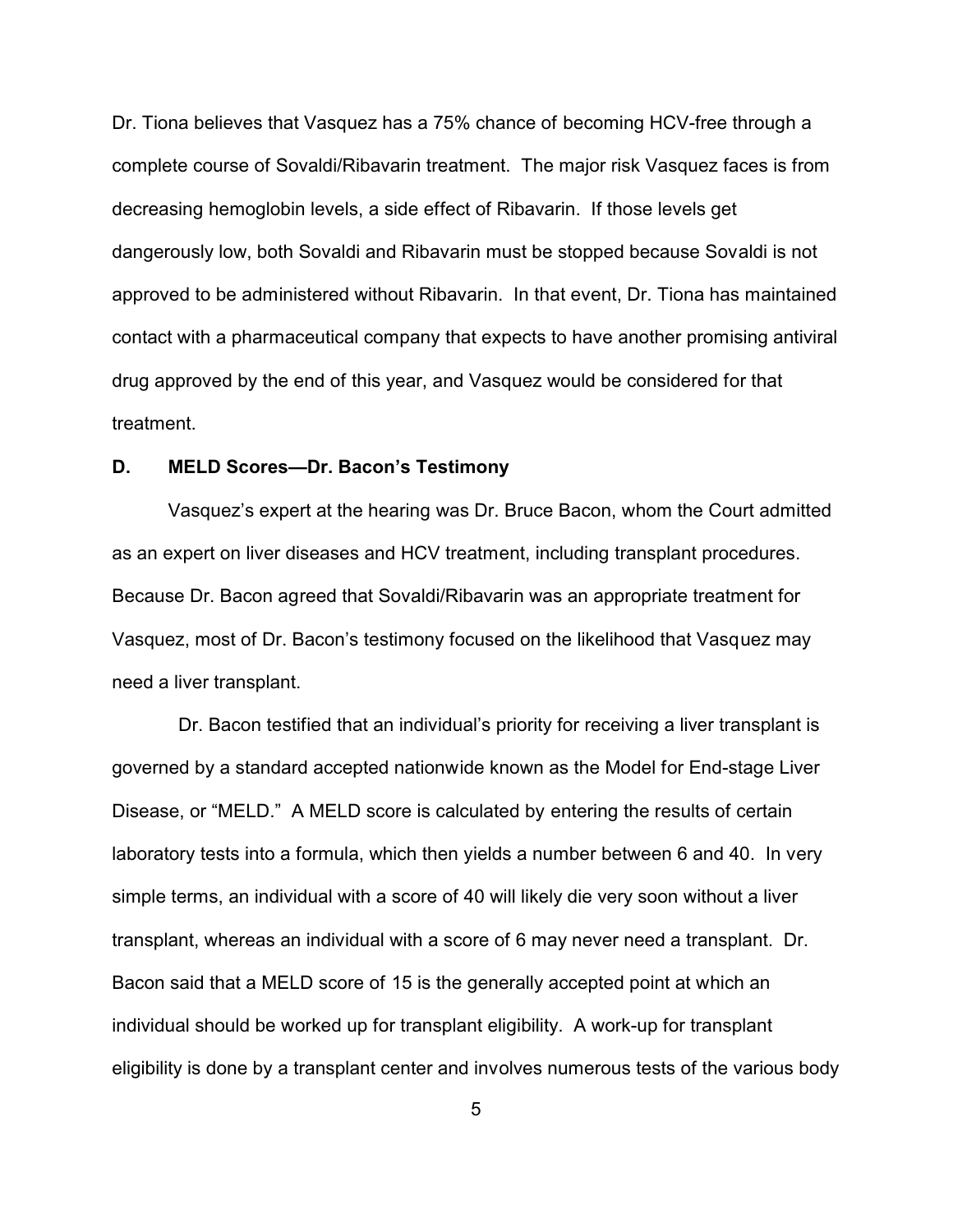Dr. Tiona believes that Vasquez has a 75% chance of becoming HCV-free through a complete course of Sovaldi/Ribavarin treatment. The major risk Vasquez faces is from decreasing hemoglobin levels, a side effect of Ribavarin. If those levels get dangerously low, both Sovaldi and Ribavarin must be stopped because Sovaldi is not approved to be administered without Ribavarin. In that event, Dr. Tiona has maintained contact with a pharmaceutical company that expects to have another promising antiviral drug approved by the end of this year, and Vasquez would be considered for that treatment.

### D. MELD Scores—Dr. Bacon's Testimony

Vasquez's expert at the hearing was Dr. Bruce Bacon, whom the Court admitted as an expert on liver diseases and HCV treatment, including transplant procedures. Because Dr. Bacon agreed that Sovaldi/Ribavarin was an appropriate treatment for Vasquez, most of Dr. Bacon's testimony focused on the likelihood that Vasquez may need a liver transplant.

Dr. Bacon testified that an individual's priority for receiving a liver transplant is governed by a standard accepted nationwide known as the Model for End-stage Liver Disease, or "MELD." A MELD score is calculated by entering the results of certain laboratory tests into a formula, which then yields a number between 6 and 40. In very simple terms, an individual with a score of 40 will likely die very soon without a liver transplant, whereas an individual with a score of 6 may never need a transplant. Dr. Bacon said that a MELD score of 15 is the generally accepted point at which an individual should be worked up for transplant eligibility. A work-up for transplant eligibility is done by a transplant center and involves numerous tests of the various body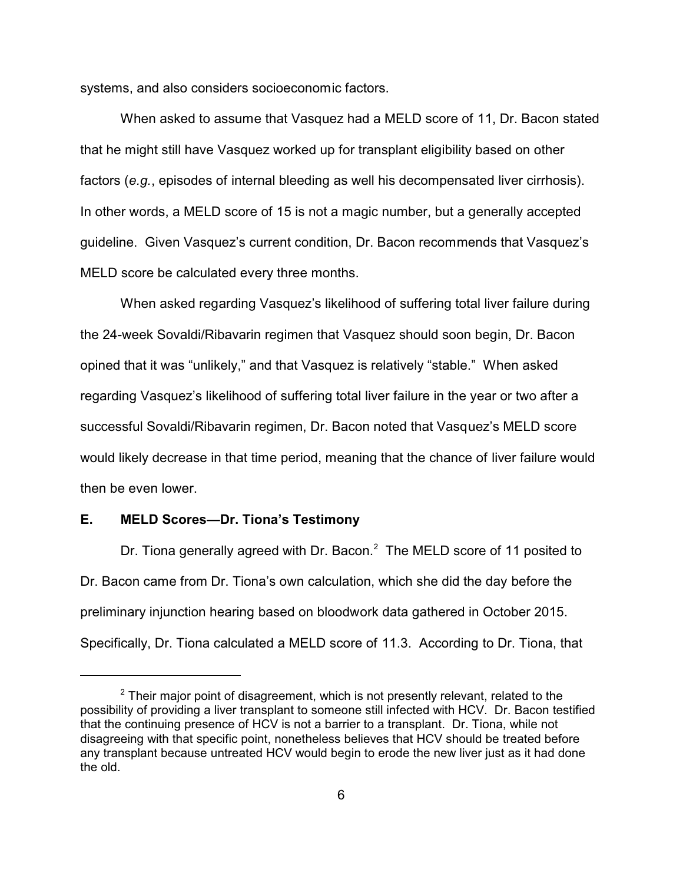systems, and also considers socioeconomic factors.

When asked to assume that Vasquez had a MELD score of 11, Dr. Bacon stated that he might still have Vasquez worked up for transplant eligibility based on other factors (*e.g.*, episodes of internal bleeding as well his decompensated liver cirrhosis). In other words, a MELD score of 15 is not a magic number, but a generally accepted guideline. Given Vasquez's current condition, Dr. Bacon recommends that Vasquez's MELD score be calculated every three months.

When asked regarding Vasquez's likelihood of suffering total liver failure during the 24-week Sovaldi/Ribavarin regimen that Vasquez should soon begin, Dr. Bacon opined that it was "unlikely," and that Vasquez is relatively "stable." When asked regarding Vasquez's likelihood of suffering total liver failure in the year or two after a successful Sovaldi/Ribavarin regimen, Dr. Bacon noted that Vasquez's MELD score would likely decrease in that time period, meaning that the chance of liver failure would then be even lower.

## E. MELD Scores—Dr. Tiona's Testimony

Dr. Tiona generally agreed with Dr. Bacon.[2] The MELD score of 11 posited to Dr. Bacon came from Dr. Tiona's own calculation, which she did the day before the preliminary injunction hearing based on bloodwork data gathered in October 2015. Specifically, Dr. Tiona calculated a MELD score of 11.3. According to Dr. Tiona, that

---

[2] Their major point of disagreement, which is not presently relevant, related to the possibility of providing a liver transplant to someone still infected with HCV. Dr. Bacon testified that the continuing presence of HCV is not a barrier to a transplant. Dr. Tiona, while not disagreeing with that specific point, nonetheless believes that HCV should be treated before any transplant because untreated HCV would begin to erode the new liver just as it had done the old.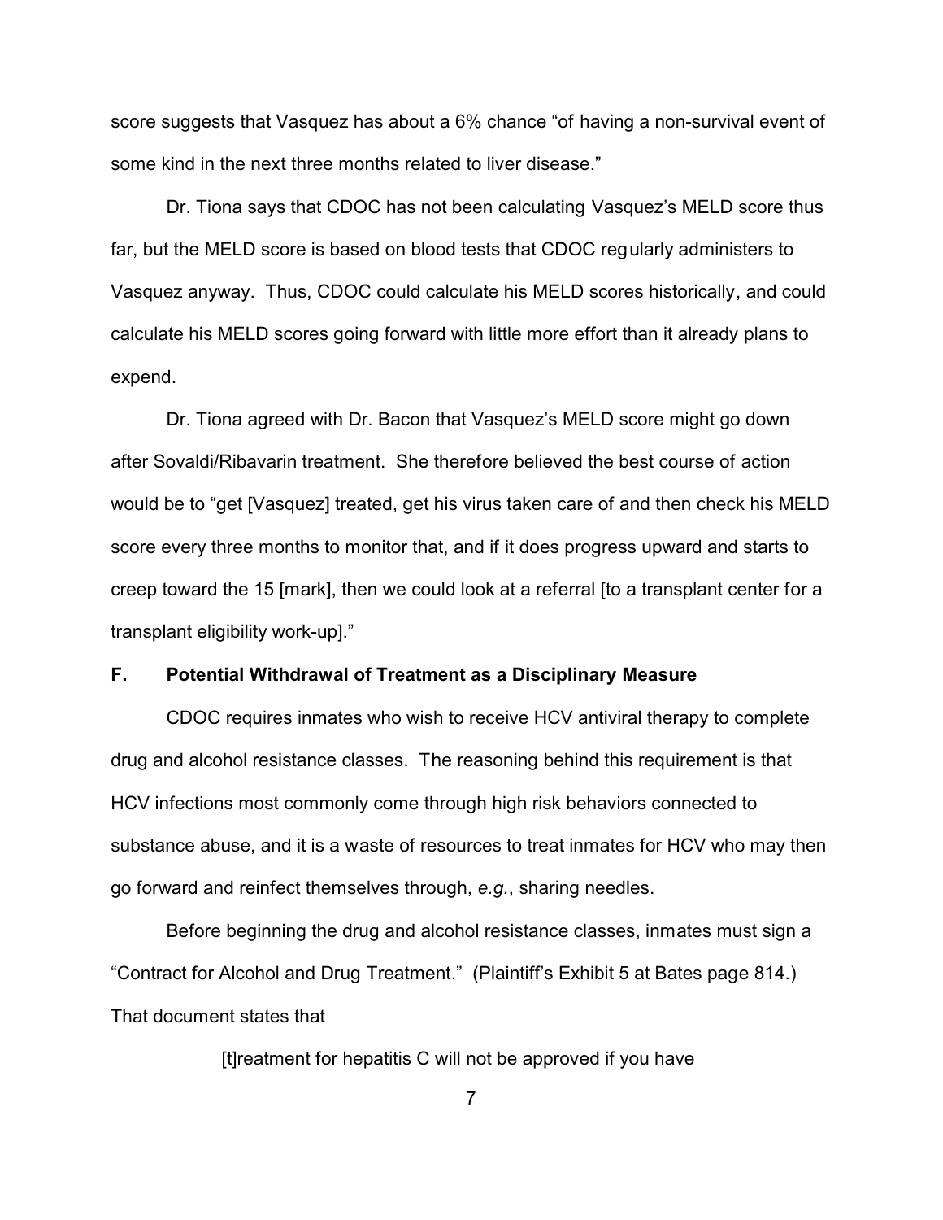score suggests that Vasquez has about a 6% chance "of having a non-survival event of some kind in the next three months related to liver disease."

Dr. Tiona says that CDOC has not been calculating Vasquez's MELD score thus far, but the MELD score is based on blood tests that CDOC regularly administers to Vasquez anyway. Thus, CDOC could calculate his MELD scores historically, and could calculate his MELD scores going forward with little more effort than it already plans to expend.

Dr. Tiona agreed with Dr. Bacon that Vasquez's MELD score might go down after Sovaldi/Ribavarin treatment. She therefore believed the best course of action would be to "get [Vasquez] treated, get his virus taken care of and then check his MELD score every three months to monitor that, and if it does progress upward and starts to creep toward the 15 [mark], then we could look at a referral [to a transplant center for a transplant eligibility work-up]."

### F. Potential Withdrawal of Treatment as a Disciplinary Measure

CDOC requires inmates who wish to receive HCV antiviral therapy to complete drug and alcohol resistance classes. The reasoning behind this requirement is that HCV infections most commonly come through high risk behaviors connected to substance abuse, and it is a waste of resources to treat inmates for HCV who may then go forward and reinfect themselves through, *e.g.*, sharing needles.

Before beginning the drug and alcohol resistance classes, inmates must sign a "Contract for Alcohol and Drug Treatment." (Plaintiff's Exhibit 5 at Bates page 814.) That document states that

> [t]reatment for hepatitis C will not be approved if you have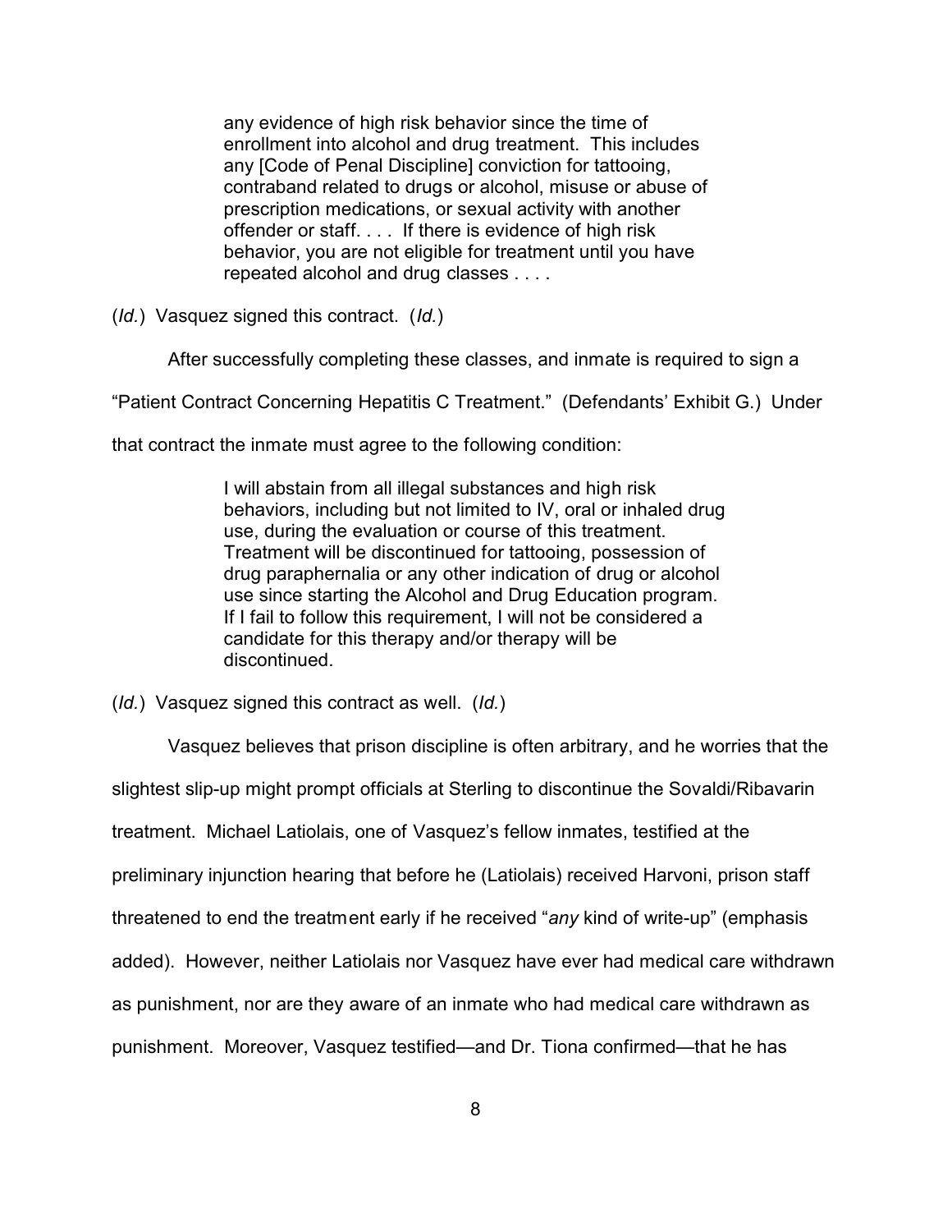> any evidence of high risk behavior since the time of enrollment into alcohol and drug treatment. This includes any [Code of Penal Discipline] conviction for tattooing, contraband related to drugs or alcohol, misuse or abuse of prescription medications, or sexual activity with another offender or staff. . . . If there is evidence of high risk behavior, you are not eligible for treatment until you have repeated alcohol and drug classes . . . .

(*Id.*) Vasquez signed this contract. (*Id.*)

After successfully completing these classes, and inmate is required to sign a "Patient Contract Concerning Hepatitis C Treatment." (Defendants' Exhibit G.) Under that contract the inmate must agree to the following condition:

> I will abstain from all illegal substances and high risk behaviors, including but not limited to IV, oral or inhaled drug use, during the evaluation or course of this treatment. Treatment will be discontinued for tattooing, possession of drug paraphernalia or any other indication of drug or alcohol use since starting the Alcohol and Drug Education program. If I fail to follow this requirement, I will not be considered a candidate for this therapy and/or therapy will be discontinued.

(*Id.*) Vasquez signed this contract as well. (*Id.*)

Vasquez believes that prison discipline is often arbitrary, and he worries that the slightest slip-up might prompt officials at Sterling to discontinue the Sovaldi/Ribavarin treatment. Michael Latiolais, one of Vasquez's fellow inmates, testified at the preliminary injunction hearing that before he (Latiolais) received Harvoni, prison staff threatened to end the treatment early if he received "*any* kind of write-up" (emphasis added). However, neither Latiolais nor Vasquez have ever had medical care withdrawn as punishment, nor are they aware of an inmate who had medical care withdrawn as punishment. Moreover, Vasquez testified—and Dr. Tiona confirmed—that he has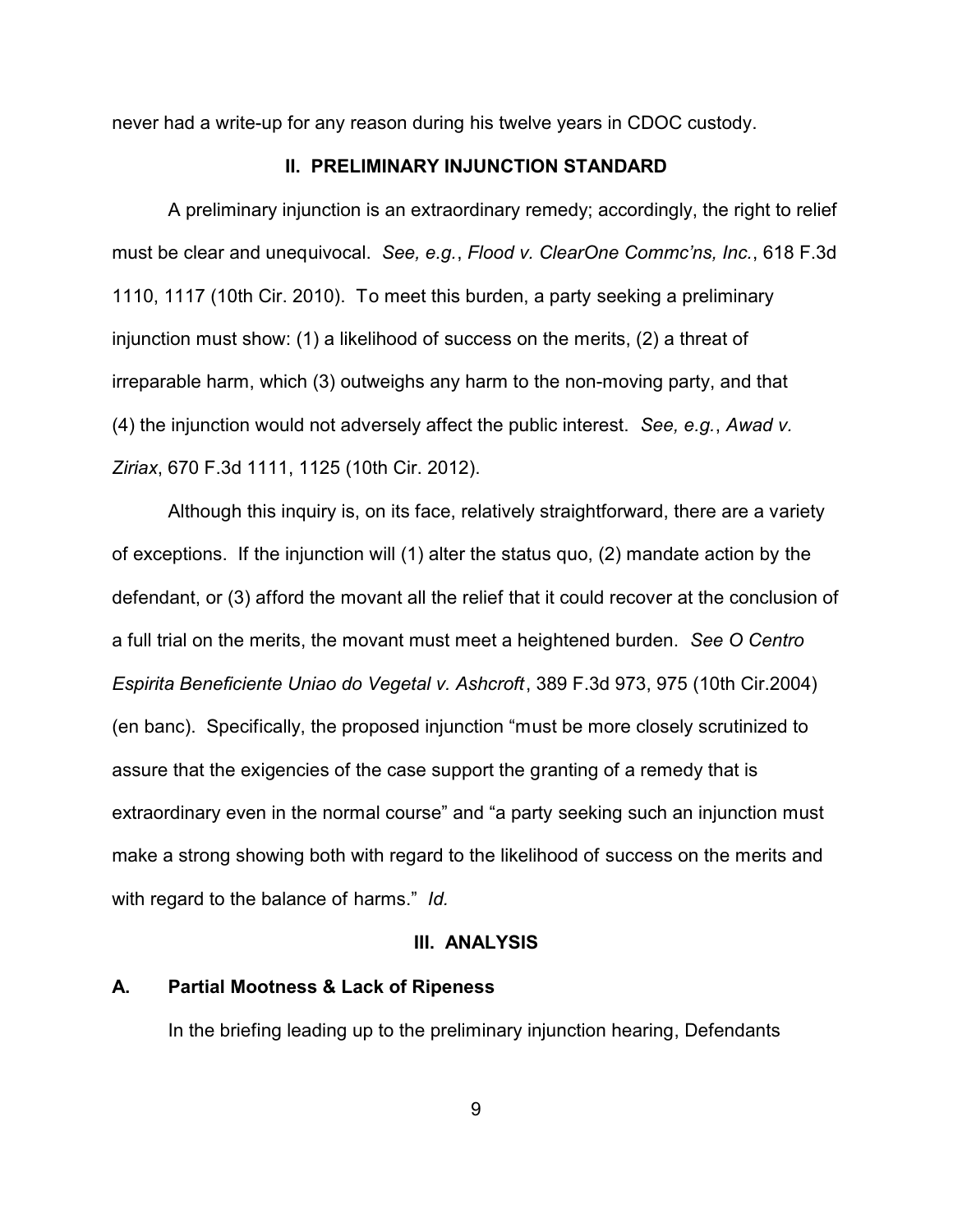never had a write-up for any reason during his twelve years in CDOC custody.

## II. PRELIMINARY INJUNCTION STANDARD

A preliminary injunction is an extraordinary remedy; accordingly, the right to relief must be clear and unequivocal. *See, e.g.*, *Flood v. ClearOne Commc'ns, Inc.*, 618 F.3d 1110, 1117 (10th Cir. 2010). To meet this burden, a party seeking a preliminary injunction must show: (1) a likelihood of success on the merits, (2) a threat of irreparable harm, which (3) outweighs any harm to the non-moving party, and that (4) the injunction would not adversely affect the public interest. *See, e.g.*, *Awad v. Ziriax*, 670 F.3d 1111, 1125 (10th Cir. 2012).

Although this inquiry is, on its face, relatively straightforward, there are a variety of exceptions. If the injunction will (1) alter the status quo, (2) mandate action by the defendant, or (3) afford the movant all the relief that it could recover at the conclusion of a full trial on the merits, the movant must meet a heightened burden. *See O Centro Espirita Beneficiente Uniao do Vegetal v. Ashcroft*, 389 F.3d 973, 975 (10th Cir.2004) (en banc). Specifically, the proposed injunction "must be more closely scrutinized to assure that the exigencies of the case support the granting of a remedy that is extraordinary even in the normal course" and "a party seeking such an injunction must make a strong showing both with regard to the likelihood of success on the merits and with regard to the balance of harms." *Id.*

## III. ANALYSIS

### A. Partial Mootness & Lack of Ripeness

In the briefing leading up to the preliminary injunction hearing, Defendants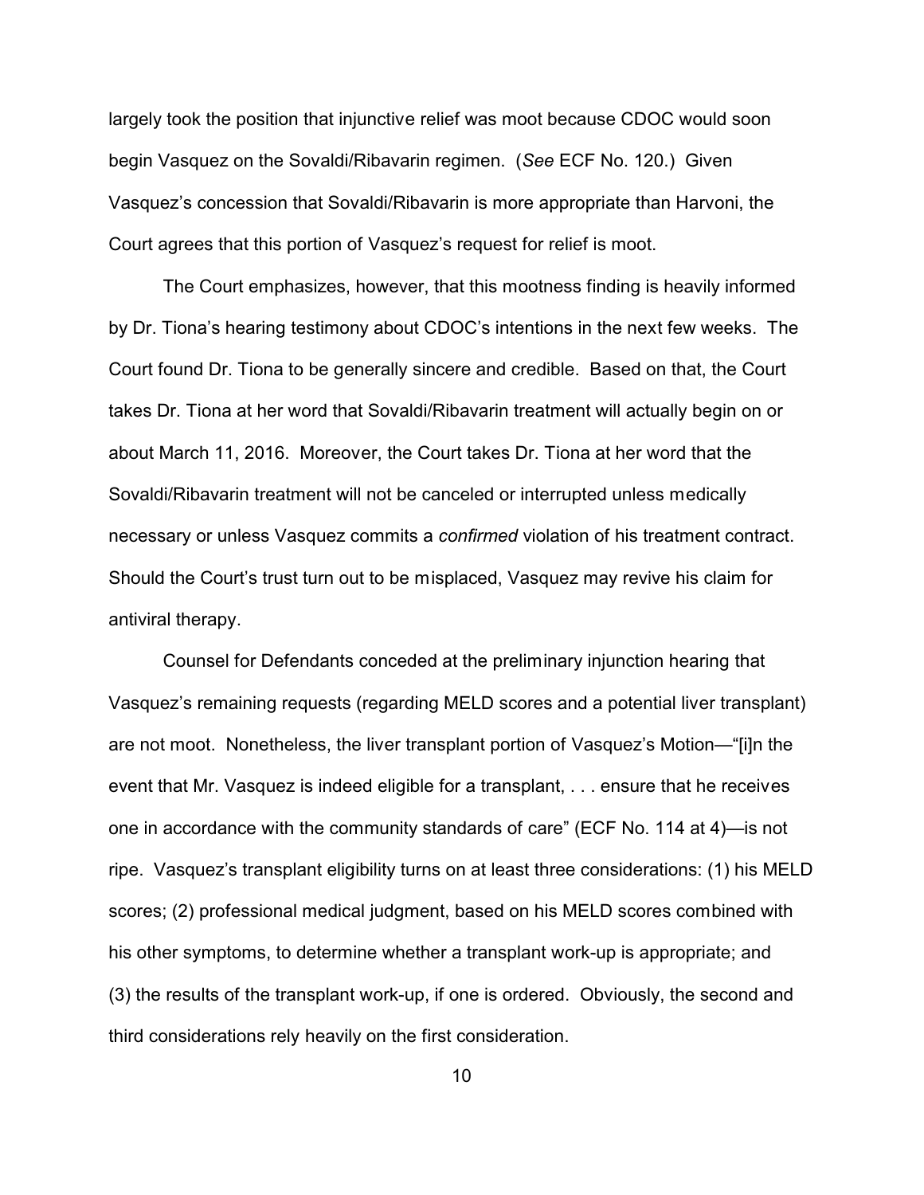largely took the position that injunctive relief was moot because CDOC would soon begin Vasquez on the Sovaldi/Ribavarin regimen. (*See* ECF No. 120.) Given Vasquez's concession that Sovaldi/Ribavarin is more appropriate than Harvoni, the Court agrees that this portion of Vasquez's request for relief is moot.

The Court emphasizes, however, that this mootness finding is heavily informed by Dr. Tiona's hearing testimony about CDOC's intentions in the next few weeks. The Court found Dr. Tiona to be generally sincere and credible. Based on that, the Court takes Dr. Tiona at her word that Sovaldi/Ribavarin treatment will actually begin on or about March 11, 2016. Moreover, the Court takes Dr. Tiona at her word that the Sovaldi/Ribavarin treatment will not be canceled or interrupted unless medically necessary or unless Vasquez commits a *confirmed* violation of his treatment contract. Should the Court's trust turn out to be misplaced, Vasquez may revive his claim for antiviral therapy.

Counsel for Defendants conceded at the preliminary injunction hearing that Vasquez's remaining requests (regarding MELD scores and a potential liver transplant) are not moot. Nonetheless, the liver transplant portion of Vasquez's Motion—"[i]n the event that Mr. Vasquez is indeed eligible for a transplant, . . . ensure that he receives one in accordance with the community standards of care" (ECF No. 114 at 4)—is not ripe. Vasquez's transplant eligibility turns on at least three considerations: (1) his MELD scores; (2) professional medical judgment, based on his MELD scores combined with his other symptoms, to determine whether a transplant work-up is appropriate; and (3) the results of the transplant work-up, if one is ordered. Obviously, the second and third considerations rely heavily on the first consideration.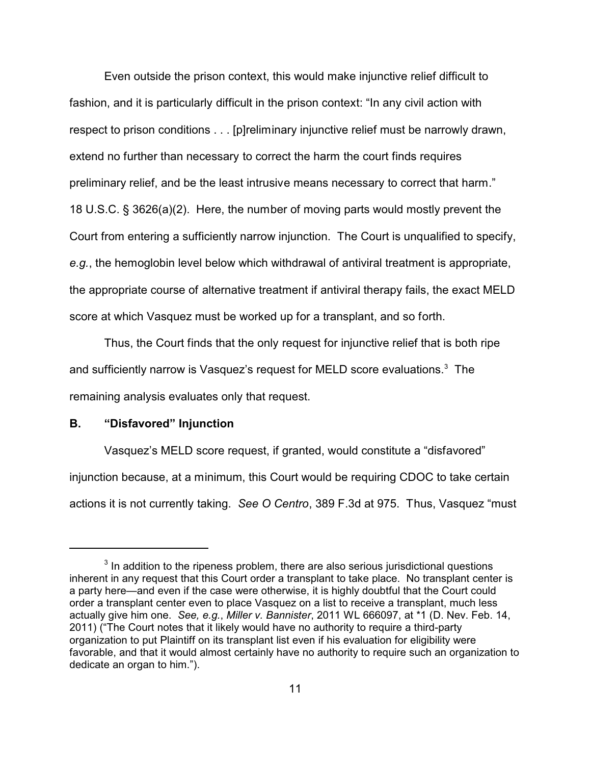Even outside the prison context, this would make injunctive relief difficult to fashion, and it is particularly difficult in the prison context: "In any civil action with respect to prison conditions . . . [p]reliminary injunctive relief must be narrowly drawn, extend no further than necessary to correct the harm the court finds requires preliminary relief, and be the least intrusive means necessary to correct that harm." 18 U.S.C. § 3626(a)(2). Here, the number of moving parts would mostly prevent the Court from entering a sufficiently narrow injunction. The Court is unqualified to specify, *e.g.*, the hemoglobin level below which withdrawal of antiviral treatment is appropriate, the appropriate course of alternative treatment if antiviral therapy fails, the exact MELD score at which Vasquez must be worked up for a transplant, and so forth.

Thus, the Court finds that the only request for injunctive relief that is both ripe and sufficiently narrow is Vasquez's request for MELD score evaluations.[3] The remaining analysis evaluates only that request.

## B. "Disfavored" Injunction

Vasquez's MELD score request, if granted, would constitute a "disfavored" injunction because, at a minimum, this Court would be requiring CDOC to take certain actions it is not currently taking. *See O Centro*, 389 F.3d at 975. Thus, Vasquez "must

---

[3] In addition to the ripeness problem, there are also serious jurisdictional questions inherent in any request that this Court order a transplant to take place. No transplant center is a party here—and even if the case were otherwise, it is highly doubtful that the Court could order a transplant center even to place Vasquez on a list to receive a transplant, much less actually give him one. *See, e.g.*, *Miller v. Bannister*, 2011 WL 666097, at *1 (D. Nev. Feb. 14, 2011) ("The Court notes that it likely would have no authority to require a third-party organization to put Plaintiff on its transplant list even if his evaluation for eligibility were favorable, and that it would almost certainly have no authority to require such an organization to dedicate an organ to him.").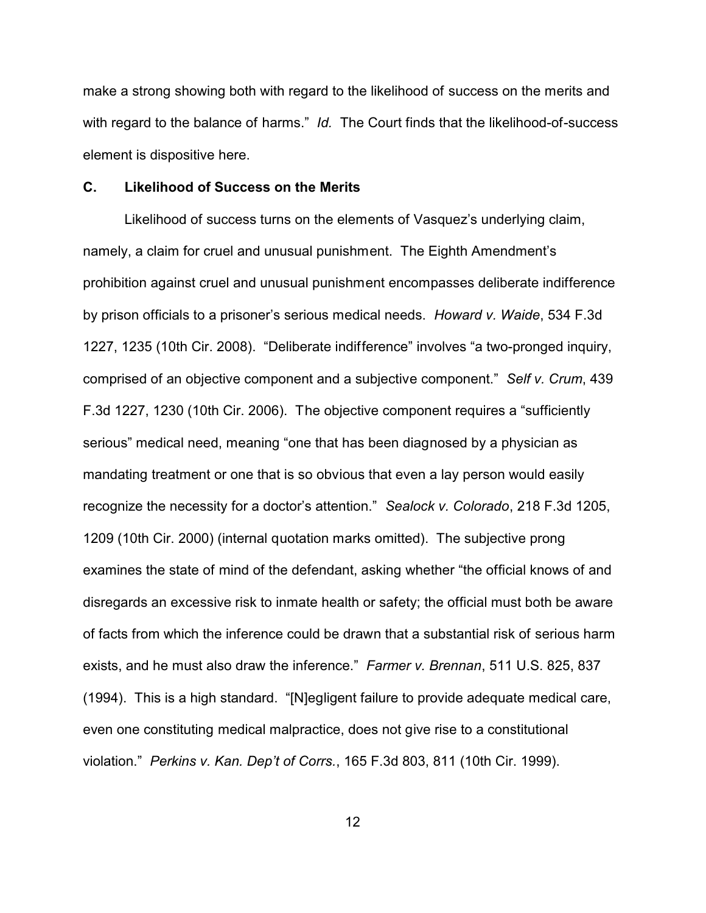make a strong showing both with regard to the likelihood of success on the merits and with regard to the balance of harms." *Id.* The Court finds that the likelihood-of-success element is dispositive here.

### C. Likelihood of Success on the Merits

Likelihood of success turns on the elements of Vasquez's underlying claim, namely, a claim for cruel and unusual punishment. The Eighth Amendment's prohibition against cruel and unusual punishment encompasses deliberate indifference by prison officials to a prisoner's serious medical needs. *Howard v. Waide*, 534 F.3d 1227, 1235 (10th Cir. 2008). "Deliberate indifference" involves "a two-pronged inquiry, comprised of an objective component and a subjective component." *Self v. Crum*, 439 F.3d 1227, 1230 (10th Cir. 2006). The objective component requires a "sufficiently serious" medical need, meaning "one that has been diagnosed by a physician as mandating treatment or one that is so obvious that even a lay person would easily recognize the necessity for a doctor's attention." *Sealock v. Colorado*, 218 F.3d 1205, 1209 (10th Cir. 2000) (internal quotation marks omitted). The subjective prong examines the state of mind of the defendant, asking whether "the official knows of and disregards an excessive risk to inmate health or safety; the official must both be aware of facts from which the inference could be drawn that a substantial risk of serious harm exists, and he must also draw the inference." *Farmer v. Brennan*, 511 U.S. 825, 837 (1994). This is a high standard. "[N]egligent failure to provide adequate medical care, even one constituting medical malpractice, does not give rise to a constitutional violation." *Perkins v. Kan. Dep't of Corrs.*, 165 F.3d 803, 811 (10th Cir. 1999).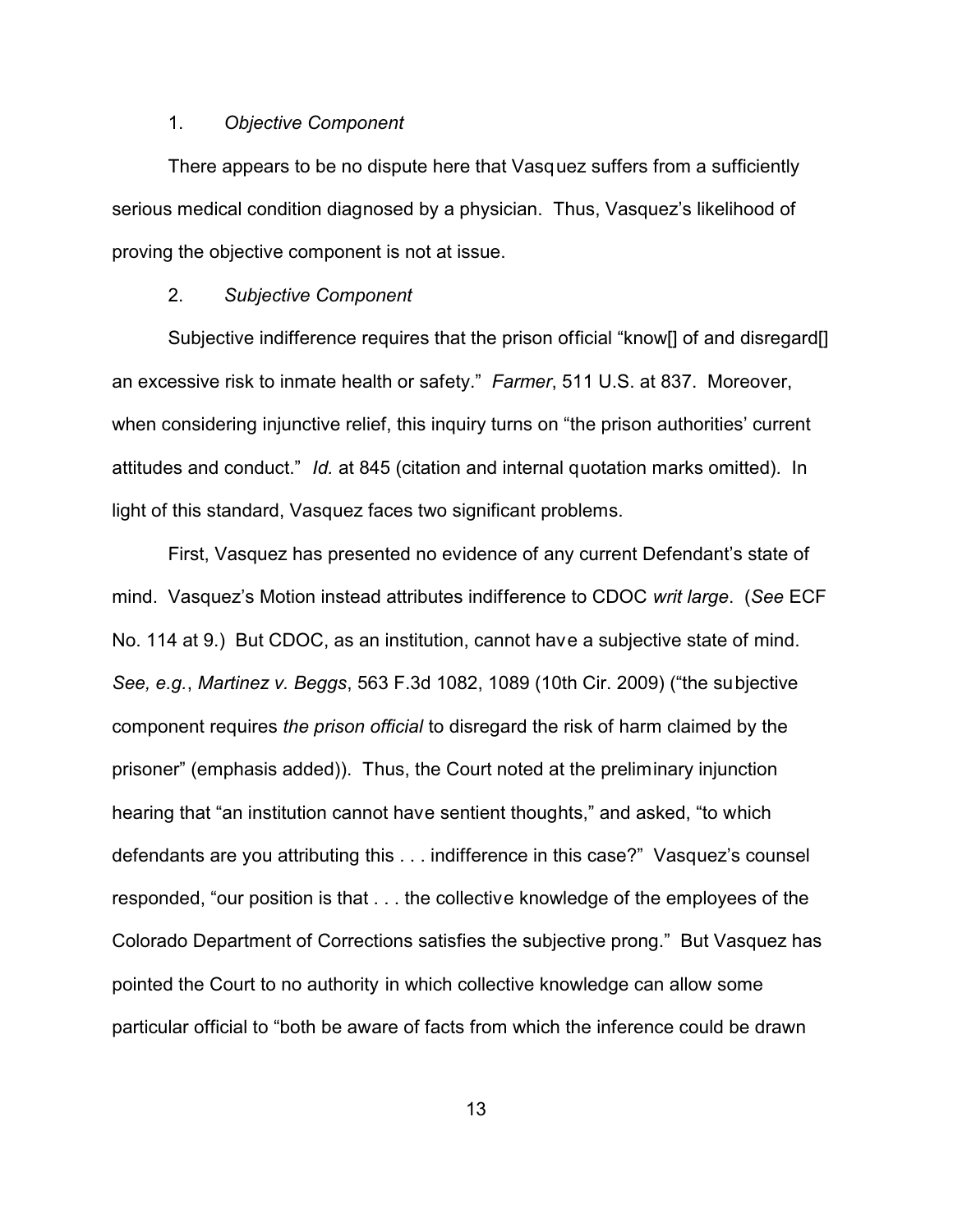1. *Objective Component*

There appears to be no dispute here that Vasquez suffers from a sufficiently serious medical condition diagnosed by a physician. Thus, Vasquez's likelihood of proving the objective component is not at issue.

2. *Subjective Component*

Subjective indifference requires that the prison official "know[] of and disregard[] an excessive risk to inmate health or safety." *Farmer*, 511 U.S. at 837. Moreover, when considering injunctive relief, this inquiry turns on "the prison authorities' current attitudes and conduct." *Id.* at 845 (citation and internal quotation marks omitted). In light of this standard, Vasquez faces two significant problems.

First, Vasquez has presented no evidence of any current Defendant's state of mind. Vasquez's Motion instead attributes indifference to CDOC *writ large*. (*See* ECF No. 114 at 9.) But CDOC, as an institution, cannot have a subjective state of mind. *See, e.g.*, *Martinez v. Beggs*, 563 F.3d 1082, 1089 (10th Cir. 2009) ("the subjective component requires *the prison official* to disregard the risk of harm claimed by the prisoner" (emphasis added)). Thus, the Court noted at the preliminary injunction hearing that "an institution cannot have sentient thoughts," and asked, "to which defendants are you attributing this . . . indifference in this case?" Vasquez's counsel responded, "our position is that . . . the collective knowledge of the employees of the Colorado Department of Corrections satisfies the subjective prong." But Vasquez has pointed the Court to no authority in which collective knowledge can allow some particular official to "both be aware of facts from which the inference could be drawn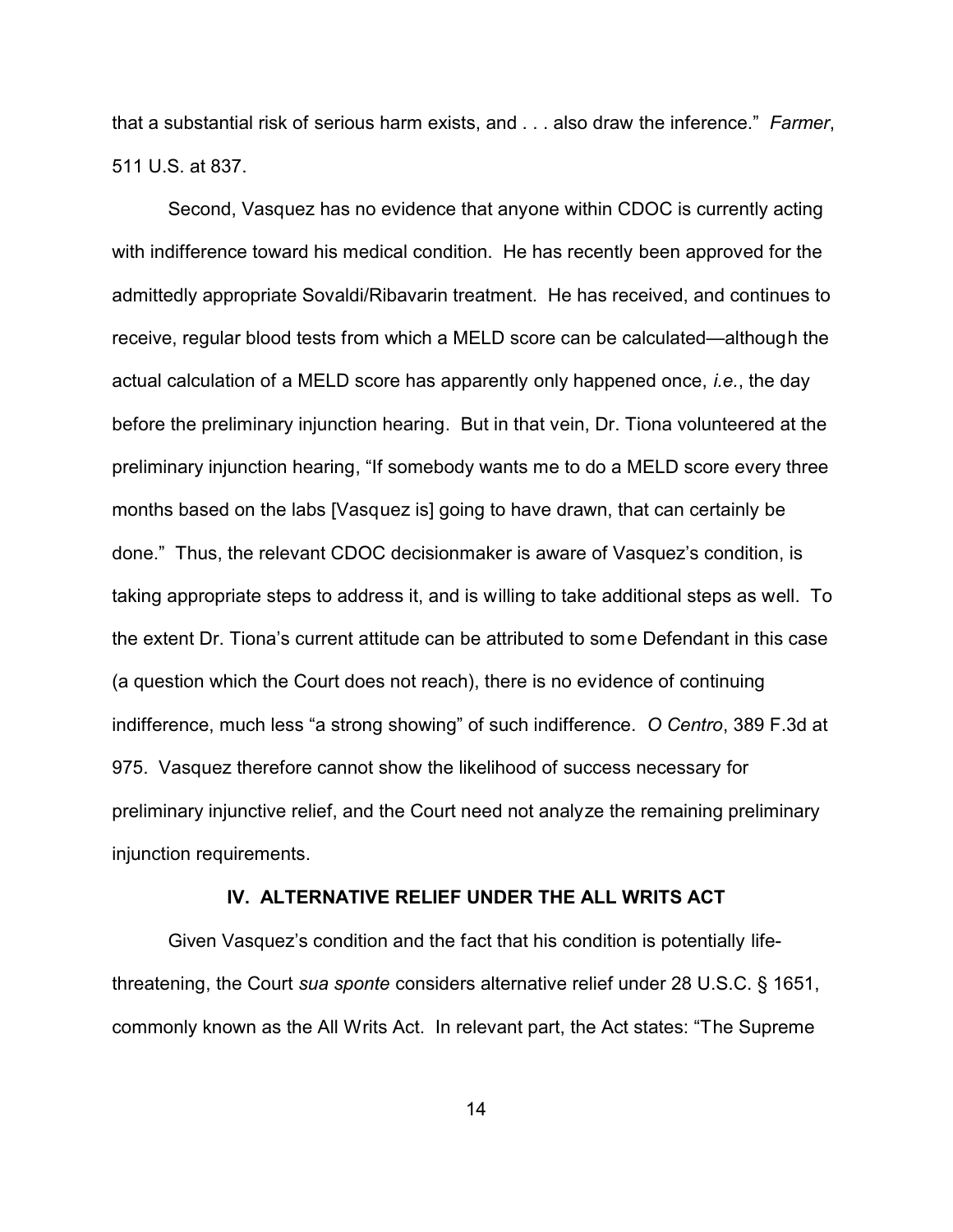that a substantial risk of serious harm exists, and . . . also draw the inference." *Farmer*, 511 U.S. at 837.

Second, Vasquez has no evidence that anyone within CDOC is currently acting with indifference toward his medical condition. He has recently been approved for the admittedly appropriate Sovaldi/Ribavarin treatment. He has received, and continues to receive, regular blood tests from which a MELD score can be calculated—although the actual calculation of a MELD score has apparently only happened once, *i.e.*, the day before the preliminary injunction hearing. But in that vein, Dr. Tiona volunteered at the preliminary injunction hearing, "If somebody wants me to do a MELD score every three months based on the labs [Vasquez is] going to have drawn, that can certainly be done." Thus, the relevant CDOC decisionmaker is aware of Vasquez's condition, is taking appropriate steps to address it, and is willing to take additional steps as well. To the extent Dr. Tiona's current attitude can be attributed to some Defendant in this case (a question which the Court does not reach), there is no evidence of continuing indifference, much less "a strong showing" of such indifference. *O Centro*, 389 F.3d at 975. Vasquez therefore cannot show the likelihood of success necessary for preliminary injunctive relief, and the Court need not analyze the remaining preliminary injunction requirements.

## IV. ALTERNATIVE RELIEF UNDER THE ALL WRITS ACT

Given Vasquez's condition and the fact that his condition is potentially life-threatening, the Court *sua sponte* considers alternative relief under 28 U.S.C. § 1651, commonly known as the All Writs Act. In relevant part, the Act states: "The Supreme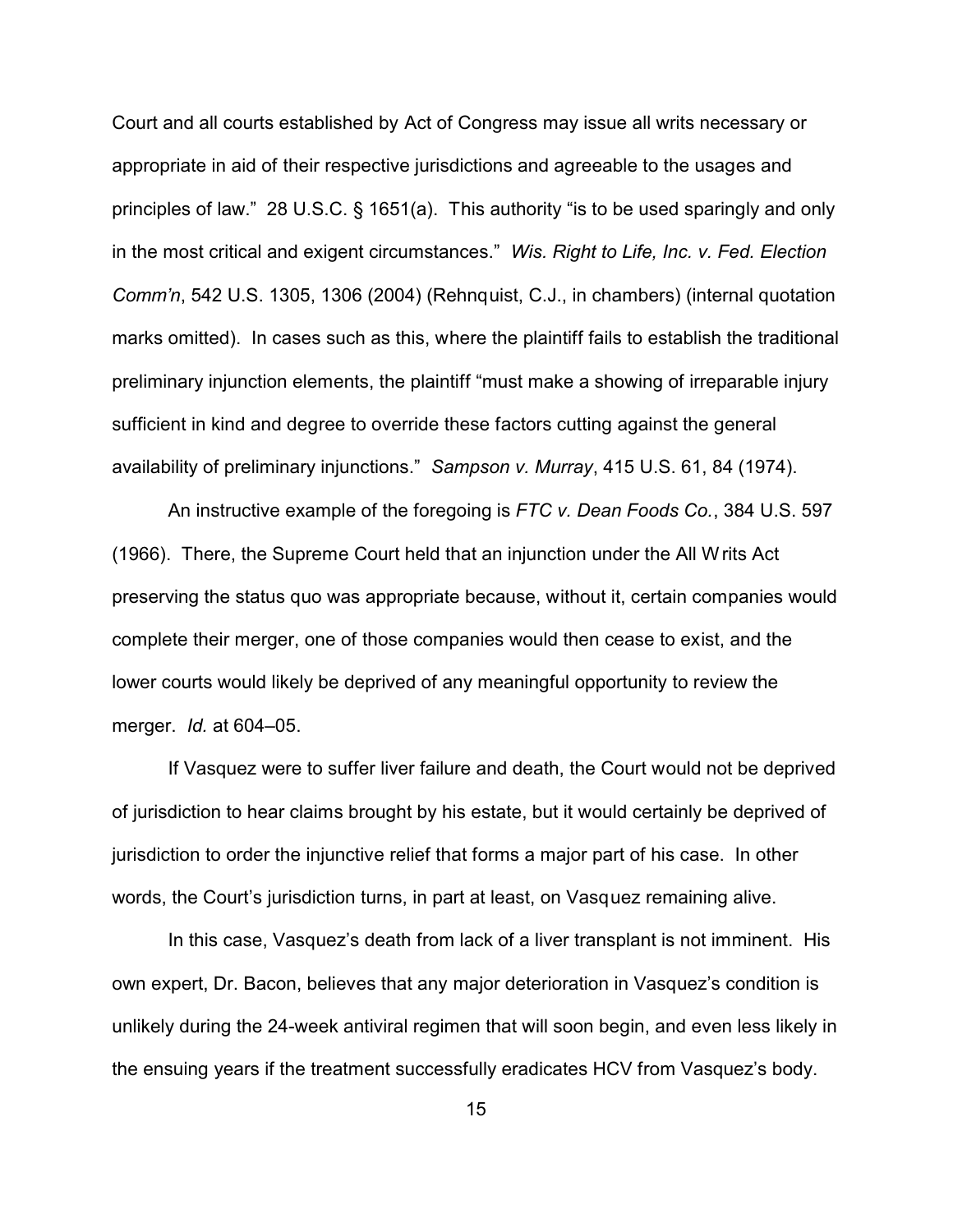Court and all courts established by Act of Congress may issue all writs necessary or appropriate in aid of their respective jurisdictions and agreeable to the usages and principles of law." 28 U.S.C. § 1651(a). This authority "is to be used sparingly and only in the most critical and exigent circumstances." *Wis. Right to Life, Inc. v. Fed. Election Comm'n*, 542 U.S. 1305, 1306 (2004) (Rehnquist, C.J., in chambers) (internal quotation marks omitted). In cases such as this, where the plaintiff fails to establish the traditional preliminary injunction elements, the plaintiff "must make a showing of irreparable injury sufficient in kind and degree to override these factors cutting against the general availability of preliminary injunctions." *Sampson v. Murray*, 415 U.S. 61, 84 (1974).

An instructive example of the foregoing is *FTC v. Dean Foods Co.*, 384 U.S. 597 (1966). There, the Supreme Court held that an injunction under the All Writs Act preserving the status quo was appropriate because, without it, certain companies would complete their merger, one of those companies would then cease to exist, and the lower courts would likely be deprived of any meaningful opportunity to review the merger. *Id.* at 604–05.

If Vasquez were to suffer liver failure and death, the Court would not be deprived of jurisdiction to hear claims brought by his estate, but it would certainly be deprived of jurisdiction to order the injunctive relief that forms a major part of his case. In other words, the Court's jurisdiction turns, in part at least, on Vasquez remaining alive.

In this case, Vasquez's death from lack of a liver transplant is not imminent. His own expert, Dr. Bacon, believes that any major deterioration in Vasquez's condition is unlikely during the 24-week antiviral regimen that will soon begin, and even less likely in the ensuing years if the treatment successfully eradicates HCV from Vasquez's body.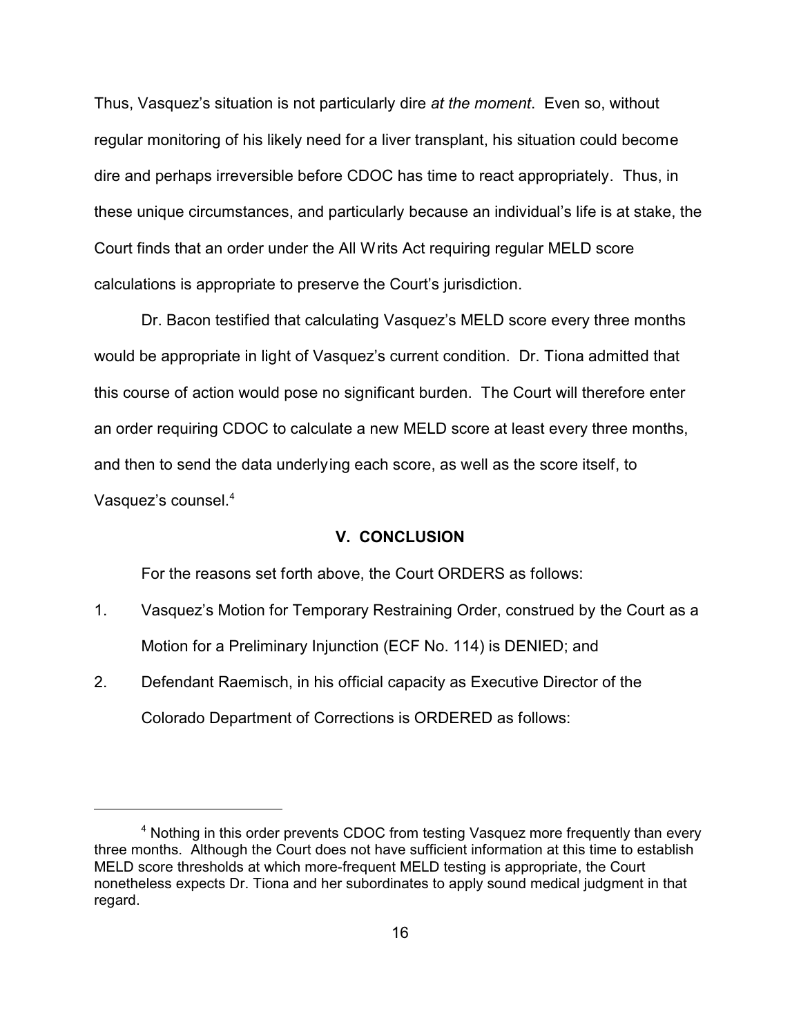Thus, Vasquez's situation is not particularly dire *at the moment*. Even so, without regular monitoring of his likely need for a liver transplant, his situation could become dire and perhaps irreversible before CDOC has time to react appropriately. Thus, in these unique circumstances, and particularly because an individual's life is at stake, the Court finds that an order under the All Writs Act requiring regular MELD score calculations is appropriate to preserve the Court's jurisdiction.

Dr. Bacon testified that calculating Vasquez's MELD score every three months would be appropriate in light of Vasquez's current condition. Dr. Tiona admitted that this course of action would pose no significant burden. The Court will therefore enter an order requiring CDOC to calculate a new MELD score at least every three months, and then to send the data underlying each score, as well as the score itself, to Vasquez's counsel.[4]

## V. CONCLUSION

For the reasons set forth above, the Court ORDERS as follows:

1. Vasquez's Motion for Temporary Restraining Order, construed by the Court as a Motion for a Preliminary Injunction (ECF No. 114) is DENIED; and
2. Defendant Raemisch, in his official capacity as Executive Director of the Colorado Department of Corrections is ORDERED as follows:

---

[4] Nothing in this order prevents CDOC from testing Vasquez more frequently than every three months. Although the Court does not have sufficient information at this time to establish MELD score thresholds at which more-frequent MELD testing is appropriate, the Court nonetheless expects Dr. Tiona and her subordinates to apply sound medical judgment in that regard.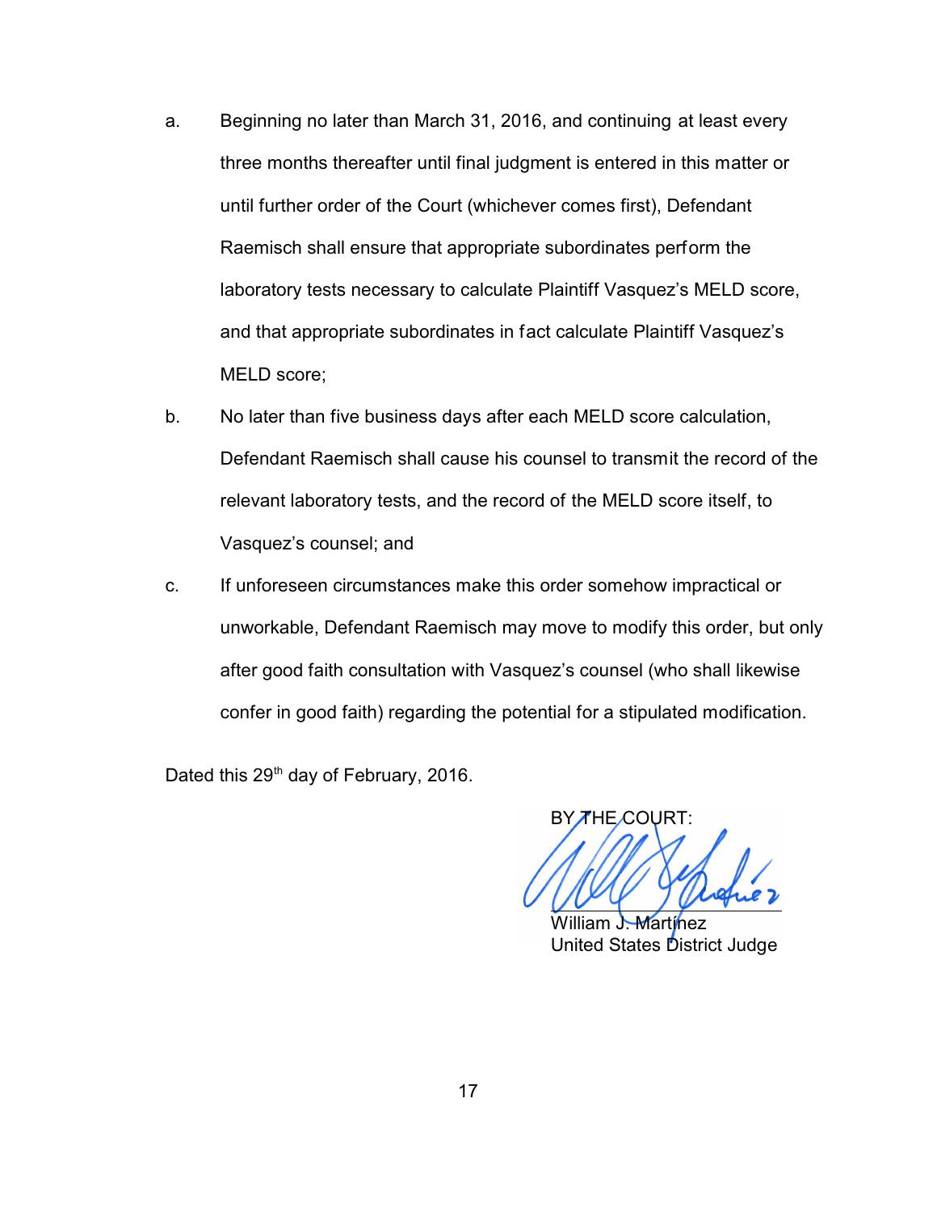a. Beginning no later than March 31, 2016, and continuing at least every three months thereafter until final judgment is entered in this matter or until further order of the Court (whichever comes first), Defendant Raemisch shall ensure that appropriate subordinates perform the laboratory tests necessary to calculate Plaintiff Vasquez's MELD score, and that appropriate subordinates in fact calculate Plaintiff Vasquez's MELD score;

b. No later than five business days after each MELD score calculation, Defendant Raemisch shall cause his counsel to transmit the record of the relevant laboratory tests, and the record of the MELD score itself, to Vasquez's counsel; and

c. If unforeseen circumstances make this order somehow impractical or unworkable, Defendant Raemisch may move to modify this order, but only after good faith consultation with Vasquez's counsel (who shall likewise confer in good faith) regarding the potential for a stipulated modification.

Dated this 29th day of February, 2016.

BY THE COURT:

William J. Martínez
United States District Judge